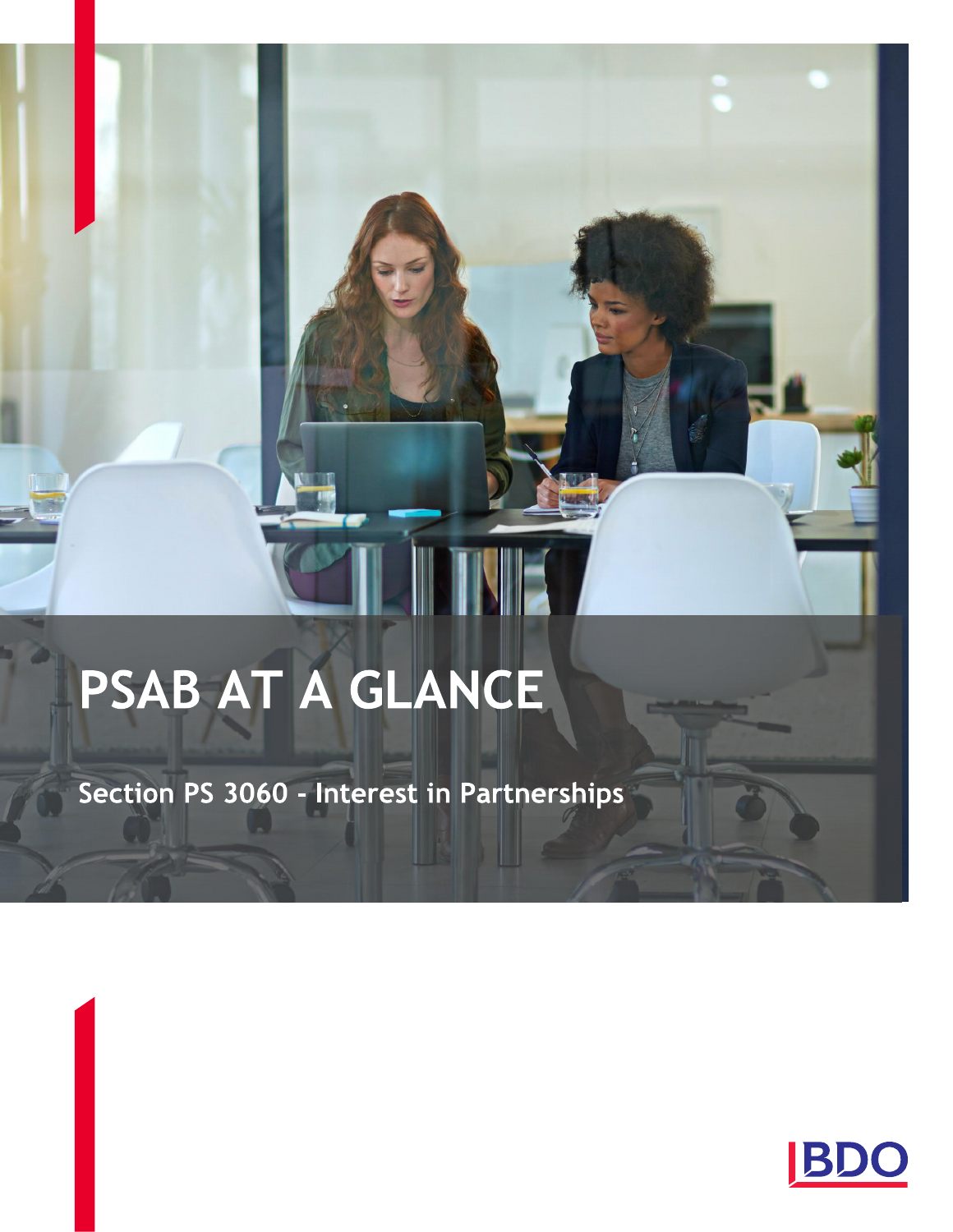# PSAB AT A GLANCE

## Section PS 3060 - Interest in Partnerships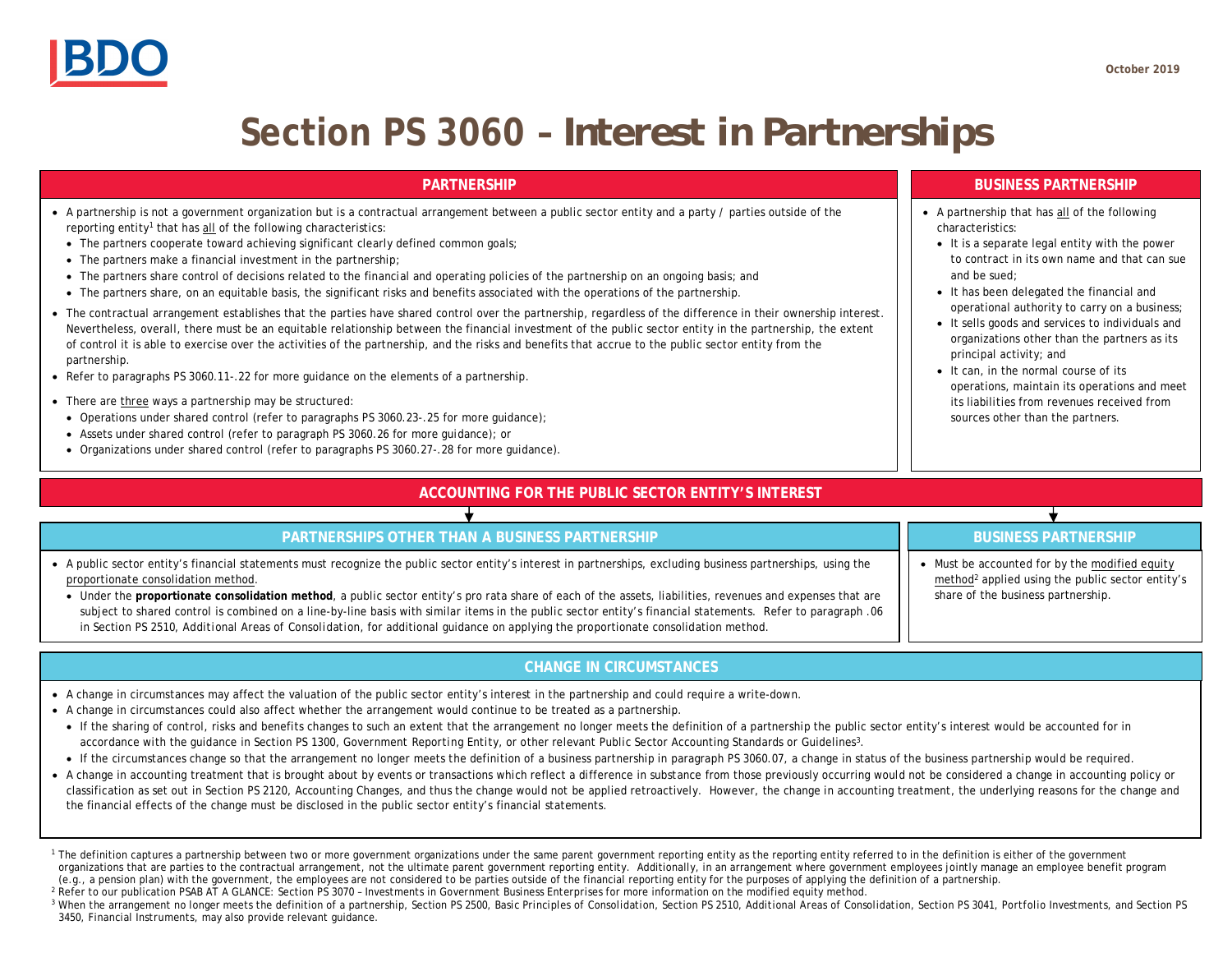# Section PS 3060 – Interest in Partnerships

## PARTNERSHIP

- A partnership is not a government organization but is a contractual arrangement between a public sector entity and a party / parties outside of the reporting entity[1] that has all of the following characteristics:
  - The partners cooperate toward achieving significant clearly defined common goals;
  - The partners make a financial investment in the partnership;
  - The partners share control of decisions related to the financial and operating policies of the partnership on an ongoing basis; and
  - The partners share, on an equitable basis, the significant risks and benefits associated with the operations of the partnership.
- The contractual arrangement establishes that the parties have shared control over the partnership, regardless of the difference in their ownership interest. Nevertheless, overall, there must be an equitable relationship between the financial investment of the public sector entity in the partnership, the extent of control it is able to exercise over the activities of the partnership, and the risks and benefits that accrue to the public sector entity from the partnership.
- Refer to paragraphs PS 3060.11-.22 for more guidance on the elements of a partnership.
- There are three ways a partnership may be structured:
  - Operations under shared control (refer to paragraphs PS 3060.23-.25 for more guidance);
  - Assets under shared control (refer to paragraph PS 3060.26 for more guidance); or
  - Organizations under shared control (refer to paragraphs PS 3060.27-.28 for more guidance).

## BUSINESS PARTNERSHIP

- A partnership that has all of the following characteristics:
  - It is a separate legal entity with the power to contract in its own name and that can sue and be sued;
  - It has been delegated the financial and operational authority to carry on a business;
  - It sells goods and services to individuals and organizations other than the partners as its principal activity; and
  - It can, in the normal course of its operations, maintain its operations and meet its liabilities from revenues received from sources other than the partners.

## ACCOUNTING FOR THE PUBLIC SECTOR ENTITY'S INTEREST

### PARTNERSHIPS OTHER THAN A BUSINESS PARTNERSHIP

- A public sector entity's financial statements must recognize the public sector entity's interest in partnerships, excluding business partnerships, using the proportionate consolidation method.
  - Under the **proportionate consolidation method**, a public sector entity's pro rata share of each of the assets, liabilities, revenues and expenses that are subject to shared control is combined on a line-by-line basis with similar items in the public sector entity's financial statements. Refer to paragraph .06 in Section PS 2510, *Additional Areas of Consolidation*, for additional guidance on applying the proportionate consolidation method.

### BUSINESS PARTNERSHIP

- Must be accounted for by the modified equity method[2] applied using the public sector entity's share of the business partnership.

## CHANGE IN CIRCUMSTANCES

- A change in circumstances may affect the valuation of the public sector entity's interest in the partnership and could require a write-down.
- A change in circumstances could also affect whether the arrangement would continue to be treated as a partnership.
  - If the sharing of control, risks and benefits changes to such an extent that the arrangement no longer meets the definition of a partnership the public sector entity's interest would be accounted for in accordance with the guidance in Section PS 1300, *Government Reporting Entity*, or other relevant Public Sector Accounting Standards or Guidelines[3].
  - If the circumstances change so that the arrangement no longer meets the definition of a business partnership in paragraph PS 3060.07, a change in status of the business partnership would be required.
- A change in accounting treatment that is brought about by events or transactions which reflect a difference in substance from those previously occurring would not be considered a change in accounting policy or classification as set out in Section PS 2120, *Accounting Changes*, and thus the change would not be applied retroactively. However, the change in accounting treatment, the underlying reasons for the change and the financial effects of the change must be disclosed in the public sector entity's financial statements.

[1] The definition captures a partnership between two or more government organizations under the same parent government reporting entity as the reporting entity referred to in the definition is either of the government organizations that are parties to the contractual arrangement, not the ultimate parent government reporting entity. Additionally, in an arrangement where government employees jointly manage an employee benefit program (e.g., a pension plan) with the government, the employees are not considered to be parties outside of the financial reporting entity for the purposes of applying the definition of a partnership.

[2] Refer to our publication PSAB AT A GLANCE: Section PS 3070 – *Investments in Government Business Enterprises* for more information on the modified equity method.

[3] When the arrangement no longer meets the definition of a partnership, Section PS 2500, *Basic Principles of Consolidation*, Section PS 2510, *Additional Areas of Consolidation*, Section PS 3041, *Portfolio Investments*, and Section PS 3450, *Financial Instruments*, may also provide relevant guidance.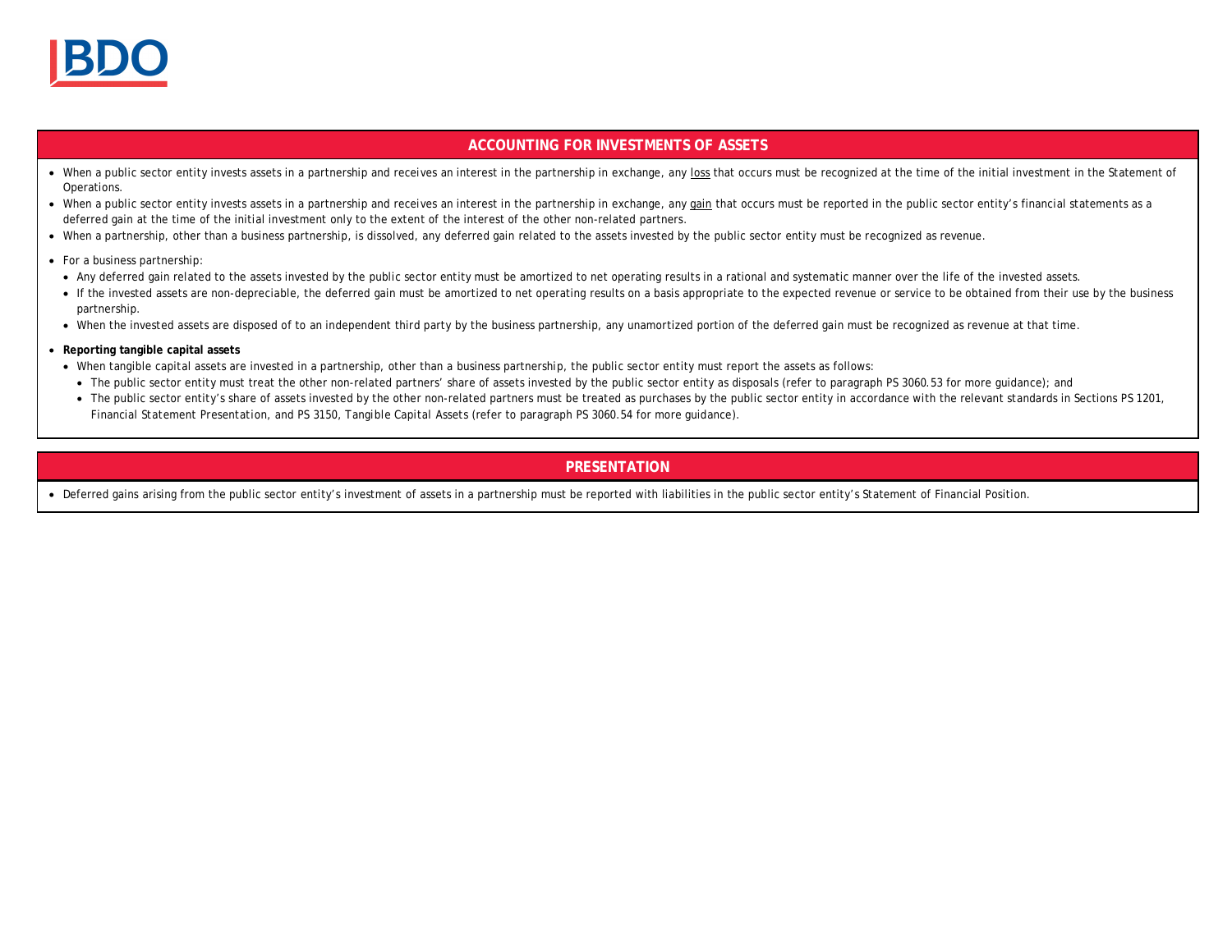## ACCOUNTING FOR INVESTMENTS OF ASSETS

- When a public sector entity invests assets in a partnership and receives an interest in the partnership in exchange, any loss that occurs must be recognized at the time of the initial investment in the Statement of Operations.
- When a public sector entity invests assets in a partnership and receives an interest in the partnership in exchange, any gain that occurs must be reported in the public sector entity's financial statements as a deferred gain at the time of the initial investment only to the extent of the interest of the other non-related partners.
- When a partnership, other than a business partnership, is dissolved, any deferred gain related to the assets invested by the public sector entity must be recognized as revenue.
- For a business partnership:
  - Any deferred gain related to the assets invested by the public sector entity must be amortized to net operating results in a rational and systematic manner over the life of the invested assets.
  - If the invested assets are non-depreciable, the deferred gain must be amortized to net operating results on a basis appropriate to the expected revenue or service to be obtained from their use by the business partnership.
  - When the invested assets are disposed of to an independent third party by the business partnership, any unamortized portion of the deferred gain must be recognized as revenue at that time.
- **Reporting tangible capital assets**
  - When tangible capital assets are invested in a partnership, other than a business partnership, the public sector entity must report the assets as follows:
    - The public sector entity must treat the other non-related partners' share of assets invested by the public sector entity as disposals (refer to paragraph PS 3060.53 for more guidance); and
    - The public sector entity's share of assets invested by the other non-related partners must be treated as purchases by the public sector entity in accordance with the relevant standards in Sections PS 1201, *Financial Statement Presentation*, and PS 3150, *Tangible Capital Assets* (refer to paragraph PS 3060.54 for more guidance).

## PRESENTATION

- Deferred gains arising from the public sector entity's investment of assets in a partnership must be reported with liabilities in the public sector entity's Statement of Financial Position.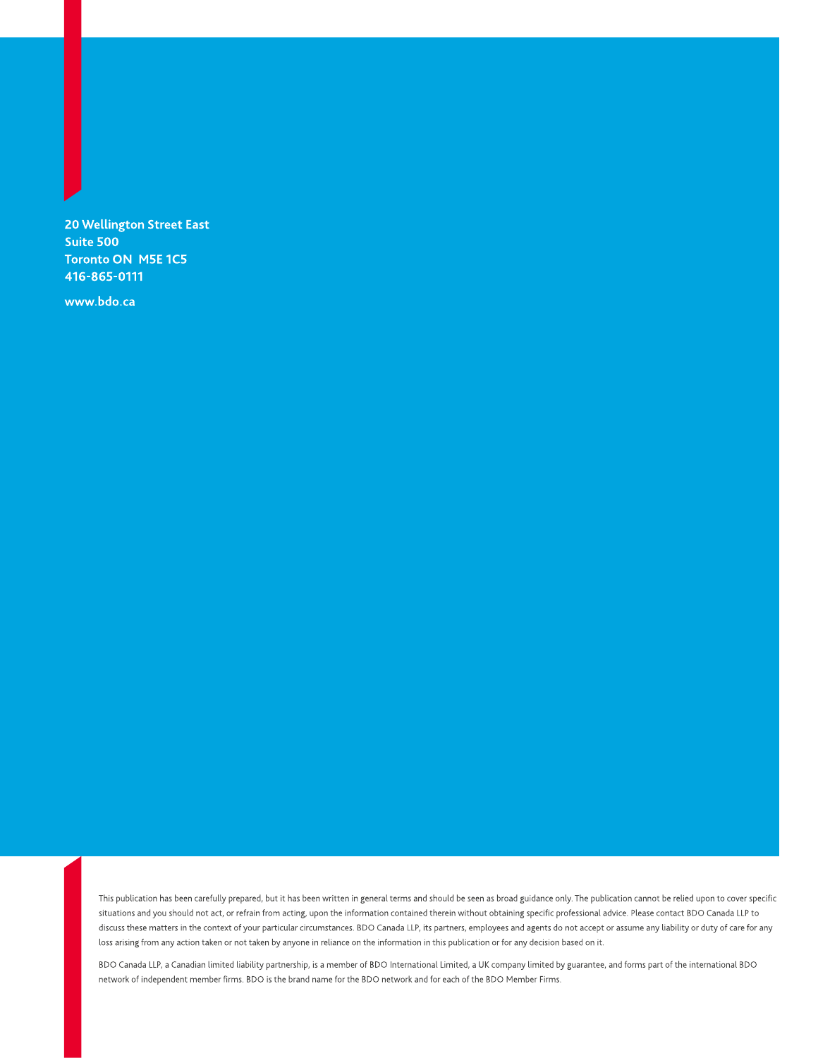**20 Wellington Street East**
**Suite 500**
**Toronto ON  M5E 1C5**
**416-865-0111**

**www.bdo.ca**

This publication has been carefully prepared, but it has been written in general terms and should be seen as broad guidance only. The publication cannot be relied upon to cover specific situations and you should not act, or refrain from acting, upon the information contained therein without obtaining specific professional advice. Please contact BDO Canada LLP to discuss these matters in the context of your particular circumstances. BDO Canada LLP, its partners, employees and agents do not accept or assume any liability or duty of care for any loss arising from any action taken or not taken by anyone in reliance on the information in this publication or for any decision based on it.

BDO Canada LLP, a Canadian limited liability partnership, is a member of BDO International Limited, a UK company limited by guarantee, and forms part of the international BDO network of independent member firms. BDO is the brand name for the BDO network and for each of the BDO Member Firms.